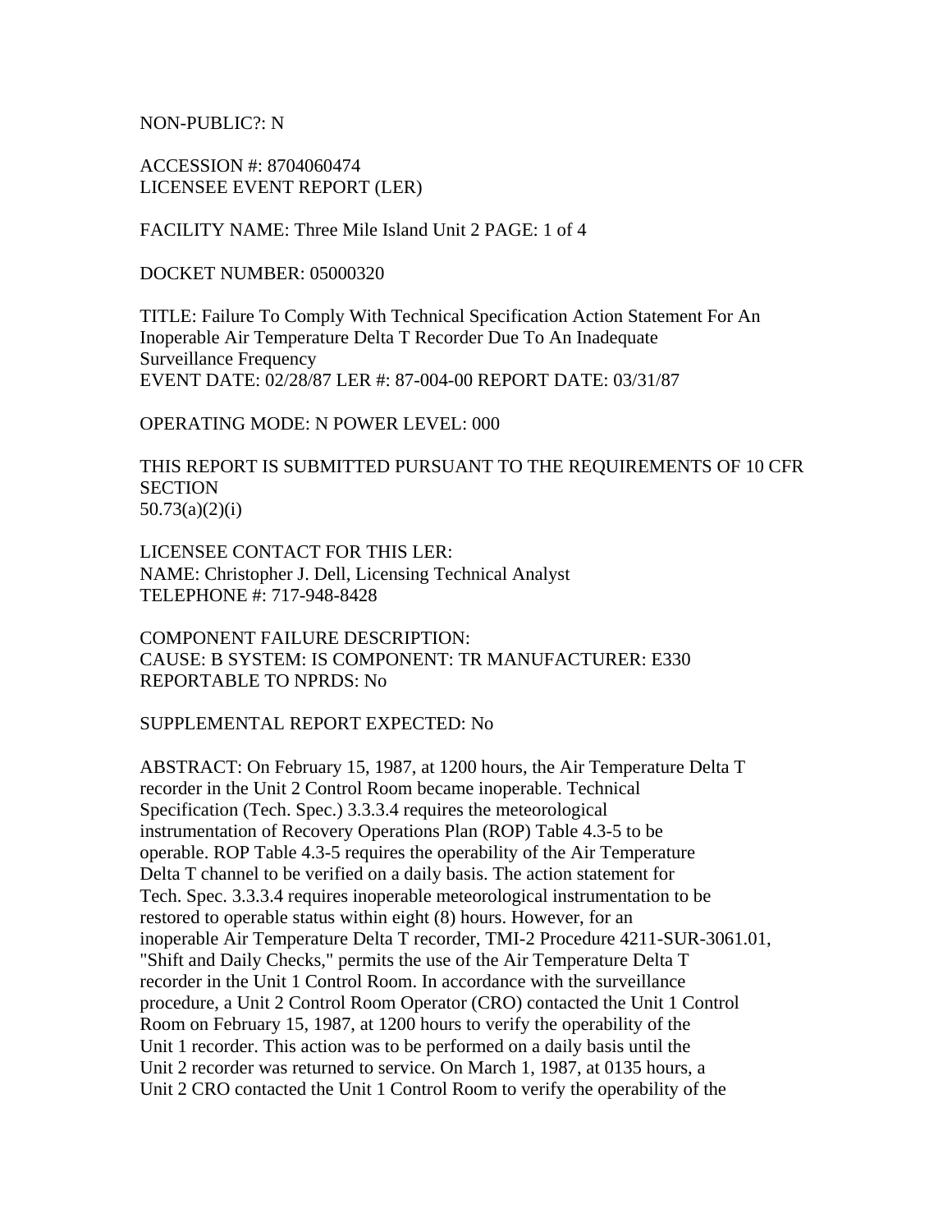NON-PUBLIC?: N

ACCESSION #: 8704060474
LICENSEE EVENT REPORT (LER)

FACILITY NAME: Three Mile Island Unit 2 PAGE: 1 of 4

DOCKET NUMBER: 05000320

TITLE: Failure To Comply With Technical Specification Action Statement For An Inoperable Air Temperature Delta T Recorder Due To An Inadequate Surveillance Frequency
EVENT DATE: 02/28/87 LER #: 87-004-00 REPORT DATE: 03/31/87

OPERATING MODE: N POWER LEVEL: 000

THIS REPORT IS SUBMITTED PURSUANT TO THE REQUIREMENTS OF 10 CFR SECTION
50.73(a)(2)(i)

LICENSEE CONTACT FOR THIS LER:
NAME: Christopher J. Dell, Licensing Technical Analyst
TELEPHONE #: 717-948-8428

COMPONENT FAILURE DESCRIPTION:
CAUSE: B SYSTEM: IS COMPONENT: TR MANUFACTURER: E330
REPORTABLE TO NPRDS: No

SUPPLEMENTAL REPORT EXPECTED: No

ABSTRACT: On February 15, 1987, at 1200 hours, the Air Temperature Delta T recorder in the Unit 2 Control Room became inoperable. Technical Specification (Tech. Spec.) 3.3.3.4 requires the meteorological instrumentation of Recovery Operations Plan (ROP) Table 4.3-5 to be operable. ROP Table 4.3-5 requires the operability of the Air Temperature Delta T channel to be verified on a daily basis. The action statement for Tech. Spec. 3.3.3.4 requires inoperable meteorological instrumentation to be restored to operable status within eight (8) hours. However, for an inoperable Air Temperature Delta T recorder, TMI-2 Procedure 4211-SUR-3061.01, "Shift and Daily Checks," permits the use of the Air Temperature Delta T recorder in the Unit 1 Control Room. In accordance with the surveillance procedure, a Unit 2 Control Room Operator (CRO) contacted the Unit 1 Control Room on February 15, 1987, at 1200 hours to verify the operability of the Unit 1 recorder. This action was to be performed on a daily basis until the Unit 2 recorder was returned to service. On March 1, 1987, at 0135 hours, a Unit 2 CRO contacted the Unit 1 Control Room to verify the operability of the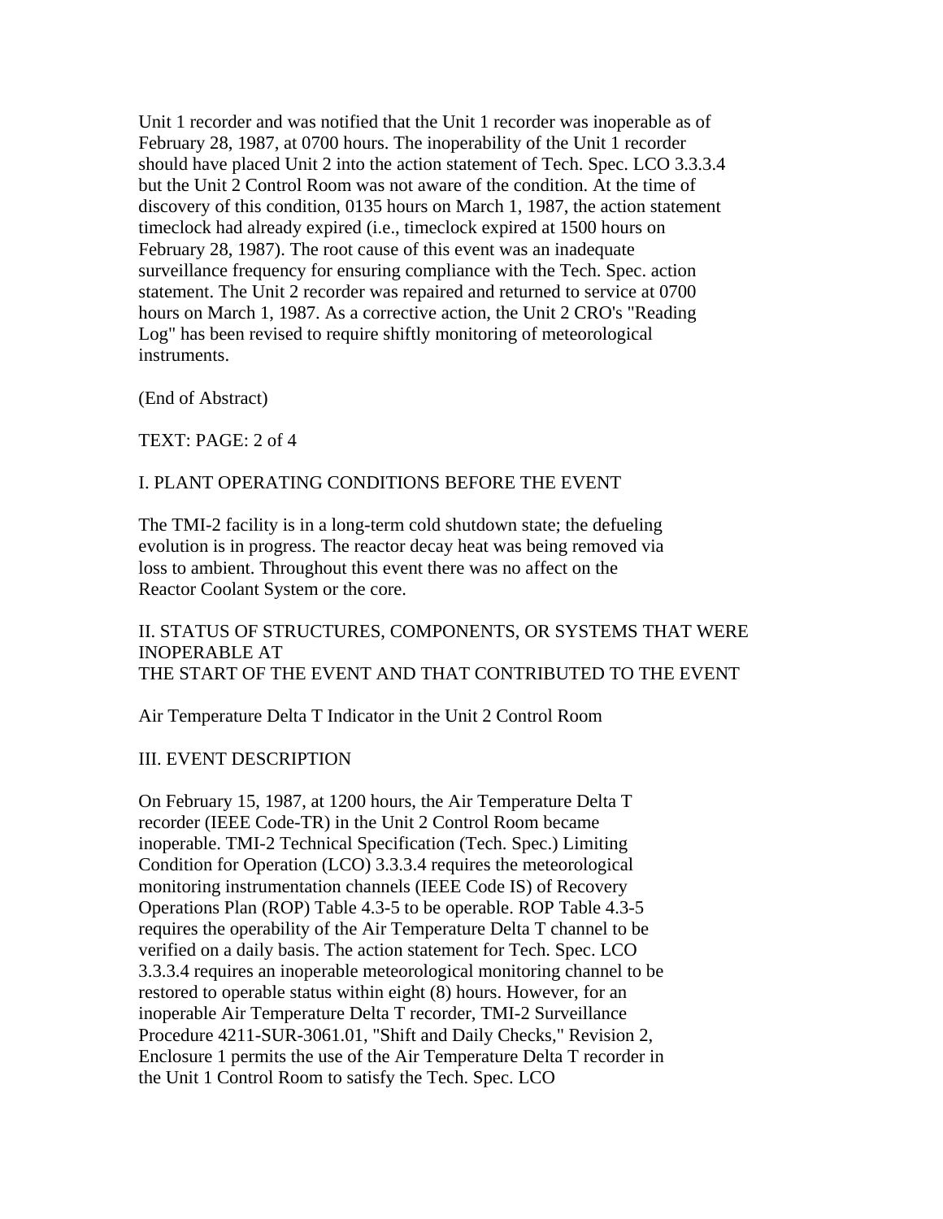Unit 1 recorder and was notified that the Unit 1 recorder was inoperable as of February 28, 1987, at 0700 hours. The inoperability of the Unit 1 recorder should have placed Unit 2 into the action statement of Tech. Spec. LCO 3.3.3.4 but the Unit 2 Control Room was not aware of the condition. At the time of discovery of this condition, 0135 hours on March 1, 1987, the action statement timeclock had already expired (i.e., timeclock expired at 1500 hours on February 28, 1987). The root cause of this event was an inadequate surveillance frequency for ensuring compliance with the Tech. Spec. action statement. The Unit 2 recorder was repaired and returned to service at 0700 hours on March 1, 1987. As a corrective action, the Unit 2 CRO's "Reading Log" has been revised to require shiftly monitoring of meteorological instruments.

(End of Abstract)

TEXT: PAGE: 2 of 4

## I. PLANT OPERATING CONDITIONS BEFORE THE EVENT

The TMI-2 facility is in a long-term cold shutdown state; the defueling evolution is in progress. The reactor decay heat was being removed via loss to ambient. Throughout this event there was no affect on the Reactor Coolant System or the core.

## II. STATUS OF STRUCTURES, COMPONENTS, OR SYSTEMS THAT WERE INOPERABLE AT THE START OF THE EVENT AND THAT CONTRIBUTED TO THE EVENT

Air Temperature Delta T Indicator in the Unit 2 Control Room

## III. EVENT DESCRIPTION

On February 15, 1987, at 1200 hours, the Air Temperature Delta T recorder (IEEE Code-TR) in the Unit 2 Control Room became inoperable. TMI-2 Technical Specification (Tech. Spec.) Limiting Condition for Operation (LCO) 3.3.3.4 requires the meteorological monitoring instrumentation channels (IEEE Code IS) of Recovery Operations Plan (ROP) Table 4.3-5 to be operable. ROP Table 4.3-5 requires the operability of the Air Temperature Delta T channel to be verified on a daily basis. The action statement for Tech. Spec. LCO 3.3.3.4 requires an inoperable meteorological monitoring channel to be restored to operable status within eight (8) hours. However, for an inoperable Air Temperature Delta T recorder, TMI-2 Surveillance Procedure 4211-SUR-3061.01, "Shift and Daily Checks," Revision 2, Enclosure 1 permits the use of the Air Temperature Delta T recorder in the Unit 1 Control Room to satisfy the Tech. Spec. LCO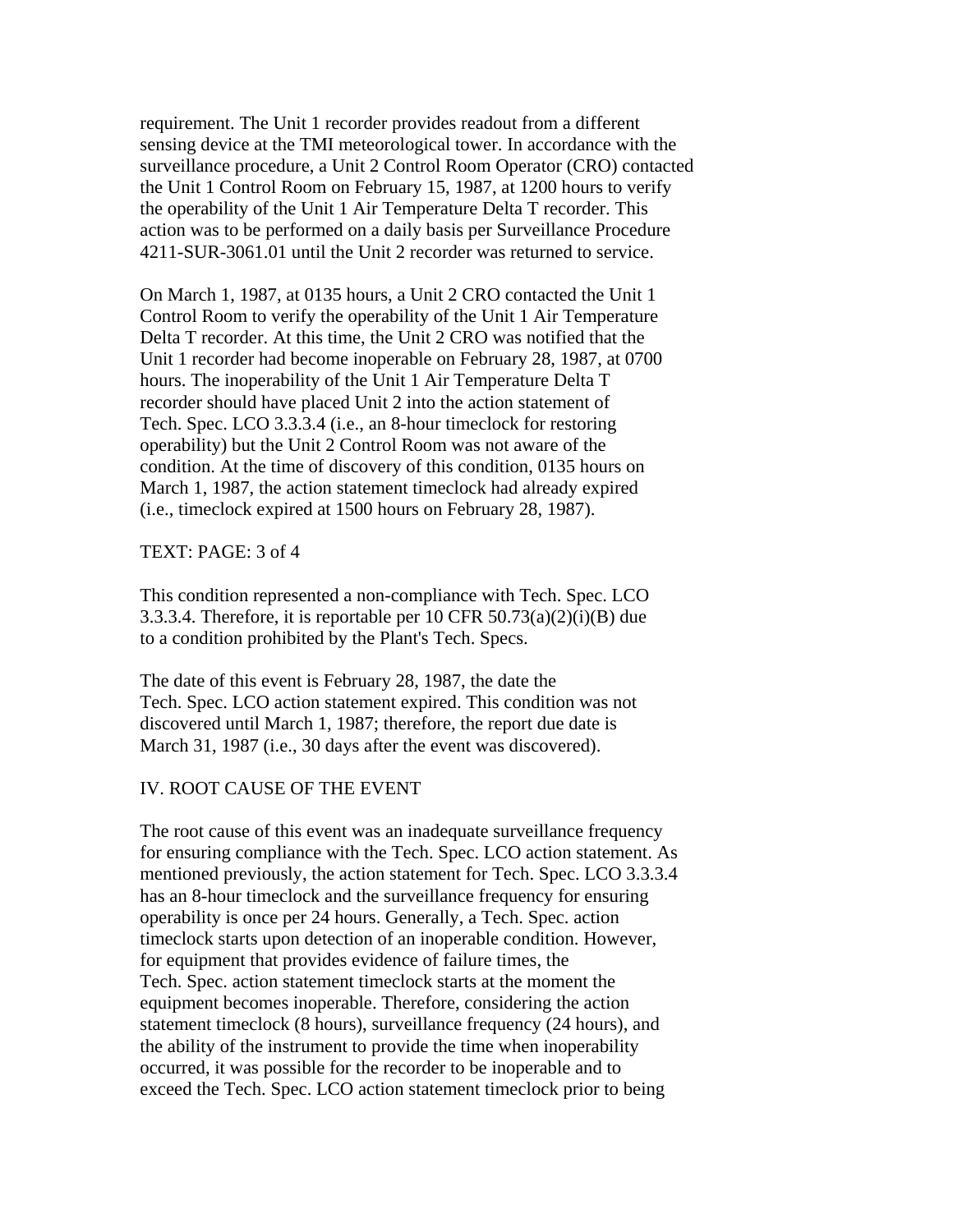requirement. The Unit 1 recorder provides readout from a different sensing device at the TMI meteorological tower. In accordance with the surveillance procedure, a Unit 2 Control Room Operator (CRO) contacted the Unit 1 Control Room on February 15, 1987, at 1200 hours to verify the operability of the Unit 1 Air Temperature Delta T recorder. This action was to be performed on a daily basis per Surveillance Procedure 4211-SUR-3061.01 until the Unit 2 recorder was returned to service.

On March 1, 1987, at 0135 hours, a Unit 2 CRO contacted the Unit 1 Control Room to verify the operability of the Unit 1 Air Temperature Delta T recorder. At this time, the Unit 2 CRO was notified that the Unit 1 recorder had become inoperable on February 28, 1987, at 0700 hours. The inoperability of the Unit 1 Air Temperature Delta T recorder should have placed Unit 2 into the action statement of Tech. Spec. LCO 3.3.3.4 (i.e., an 8-hour timeclock for restoring operability) but the Unit 2 Control Room was not aware of the condition. At the time of discovery of this condition, 0135 hours on March 1, 1987, the action statement timeclock had already expired (i.e., timeclock expired at 1500 hours on February 28, 1987).

TEXT: PAGE: 3 of 4

This condition represented a non-compliance with Tech. Spec. LCO 3.3.3.4. Therefore, it is reportable per 10 CFR 50.73(a)(2)(i)(B) due to a condition prohibited by the Plant's Tech. Specs.

The date of this event is February 28, 1987, the date the Tech. Spec. LCO action statement expired. This condition was not discovered until March 1, 1987; therefore, the report due date is March 31, 1987 (i.e., 30 days after the event was discovered).

## IV. ROOT CAUSE OF THE EVENT

The root cause of this event was an inadequate surveillance frequency for ensuring compliance with the Tech. Spec. LCO action statement. As mentioned previously, the action statement for Tech. Spec. LCO 3.3.3.4 has an 8-hour timeclock and the surveillance frequency for ensuring operability is once per 24 hours. Generally, a Tech. Spec. action timeclock starts upon detection of an inoperable condition. However, for equipment that provides evidence of failure times, the Tech. Spec. action statement timeclock starts at the moment the equipment becomes inoperable. Therefore, considering the action statement timeclock (8 hours), surveillance frequency (24 hours), and the ability of the instrument to provide the time when inoperability occurred, it was possible for the recorder to be inoperable and to exceed the Tech. Spec. LCO action statement timeclock prior to being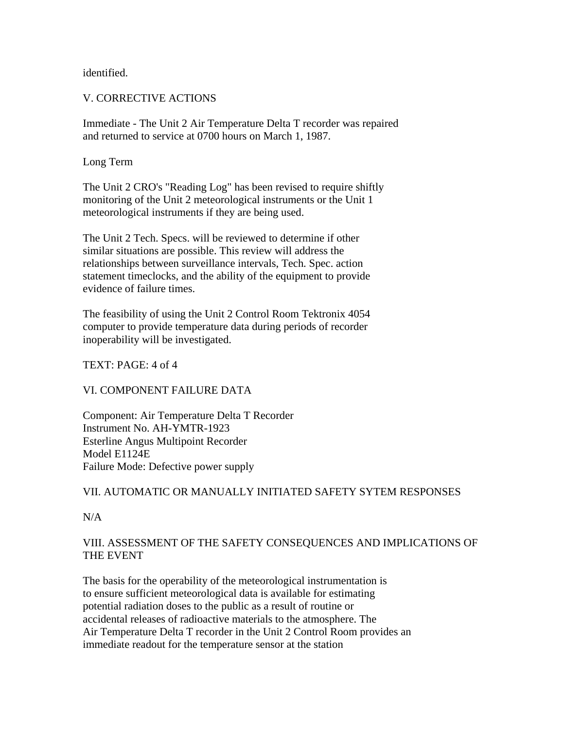identified.

V. CORRECTIVE ACTIONS

Immediate - The Unit 2 Air Temperature Delta T recorder was repaired and returned to service at 0700 hours on March 1, 1987.

Long Term

The Unit 2 CRO's "Reading Log" has been revised to require shiftly monitoring of the Unit 2 meteorological instruments or the Unit 1 meteorological instruments if they are being used.

The Unit 2 Tech. Specs. will be reviewed to determine if other similar situations are possible. This review will address the relationships between surveillance intervals, Tech. Spec. action statement timeclocks, and the ability of the equipment to provide evidence of failure times.

The feasibility of using the Unit 2 Control Room Tektronix 4054 computer to provide temperature data during periods of recorder inoperability will be investigated.

TEXT: PAGE: 4 of 4

VI. COMPONENT FAILURE DATA

Component: Air Temperature Delta T Recorder
Instrument No. AH-YMTR-1923
Esterline Angus Multipoint Recorder
Model E1124E
Failure Mode: Defective power supply

VII. AUTOMATIC OR MANUALLY INITIATED SAFETY SYTEM RESPONSES

N/A

VIII. ASSESSMENT OF THE SAFETY CONSEQUENCES AND IMPLICATIONS OF THE EVENT

The basis for the operability of the meteorological instrumentation is to ensure sufficient meteorological data is available for estimating potential radiation doses to the public as a result of routine or accidental releases of radioactive materials to the atmosphere. The Air Temperature Delta T recorder in the Unit 2 Control Room provides an immediate readout for the temperature sensor at the station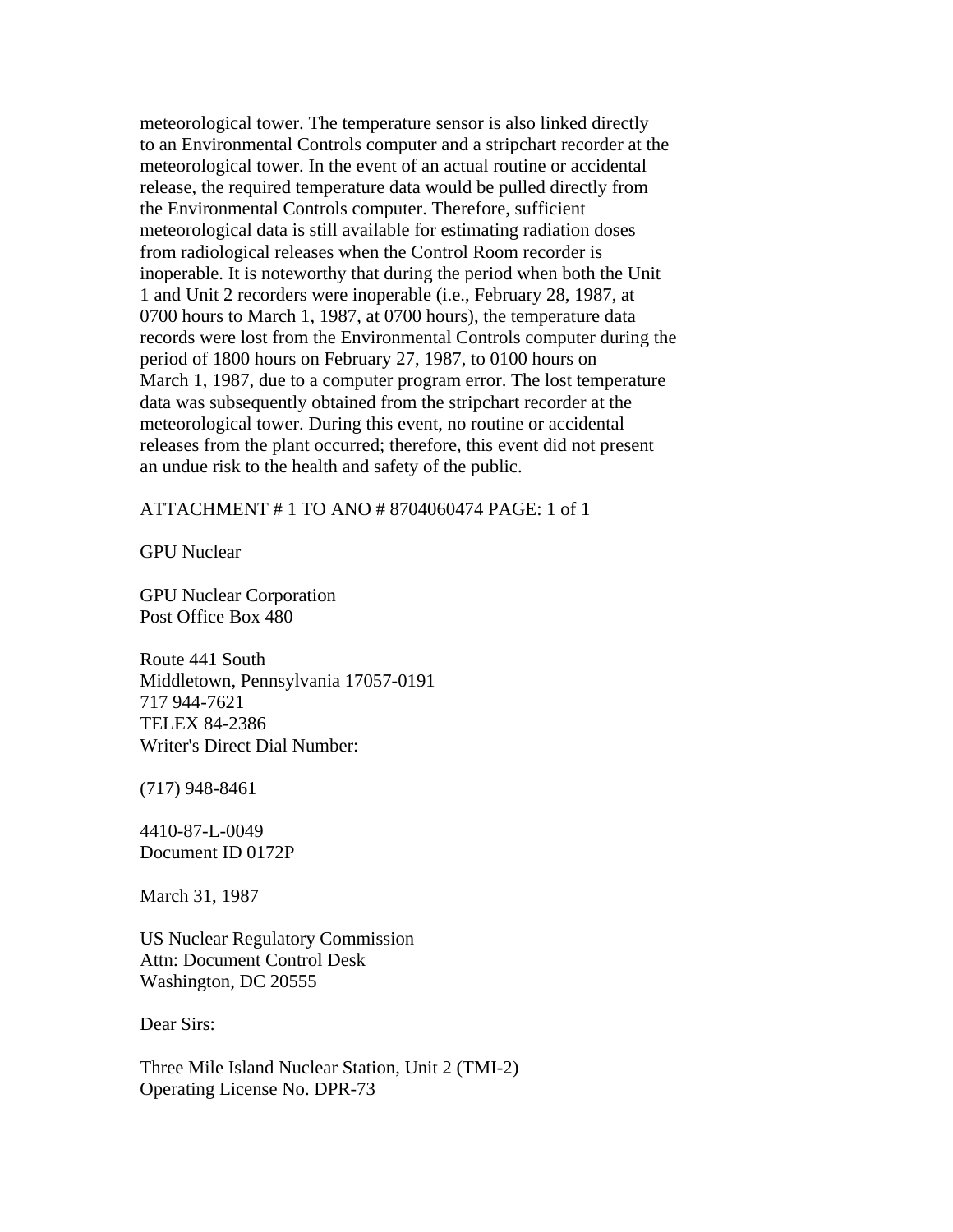meteorological tower. The temperature sensor is also linked directly to an Environmental Controls computer and a stripchart recorder at the meteorological tower. In the event of an actual routine or accidental release, the required temperature data would be pulled directly from the Environmental Controls computer. Therefore, sufficient meteorological data is still available for estimating radiation doses from radiological releases when the Control Room recorder is inoperable. It is noteworthy that during the period when both the Unit 1 and Unit 2 recorders were inoperable (i.e., February 28, 1987, at 0700 hours to March 1, 1987, at 0700 hours), the temperature data records were lost from the Environmental Controls computer during the period of 1800 hours on February 27, 1987, to 0100 hours on March 1, 1987, due to a computer program error. The lost temperature data was subsequently obtained from the stripchart recorder at the meteorological tower. During this event, no routine or accidental releases from the plant occurred; therefore, this event did not present an undue risk to the health and safety of the public.

ATTACHMENT # 1 TO ANO # 8704060474 PAGE: 1 of 1

GPU Nuclear

GPU Nuclear Corporation
Post Office Box 480

Route 441 South
Middletown, Pennsylvania 17057-0191
717 944-7621
TELEX 84-2386
Writer's Direct Dial Number:

(717) 948-8461

4410-87-L-0049
Document ID 0172P

March 31, 1987

US Nuclear Regulatory Commission
Attn: Document Control Desk
Washington, DC 20555

Dear Sirs:

Three Mile Island Nuclear Station, Unit 2 (TMI-2)
Operating License No. DPR-73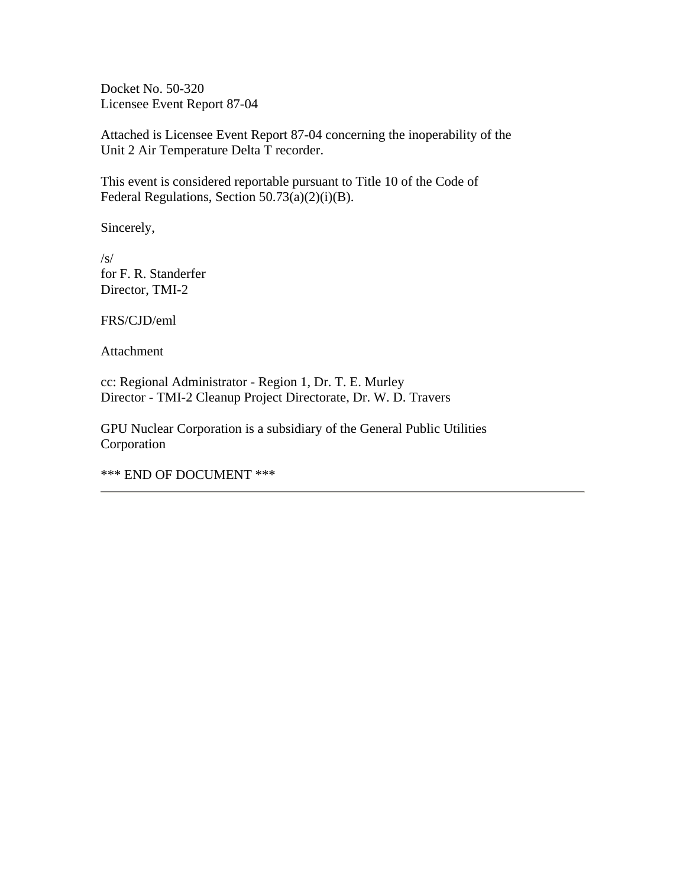Docket No. 50-320
Licensee Event Report 87-04

Attached is Licensee Event Report 87-04 concerning the inoperability of the Unit 2 Air Temperature Delta T recorder.

This event is considered reportable pursuant to Title 10 of the Code of Federal Regulations, Section 50.73(a)(2)(i)(B).

Sincerely,

/s/
for F. R. Standerfer
Director, TMI-2

FRS/CJD/eml

Attachment

cc: Regional Administrator - Region 1, Dr. T. E. Murley
Director - TMI-2 Cleanup Project Directorate, Dr. W. D. Travers

GPU Nuclear Corporation is a subsidiary of the General Public Utilities Corporation

*** END OF DOCUMENT ***

---